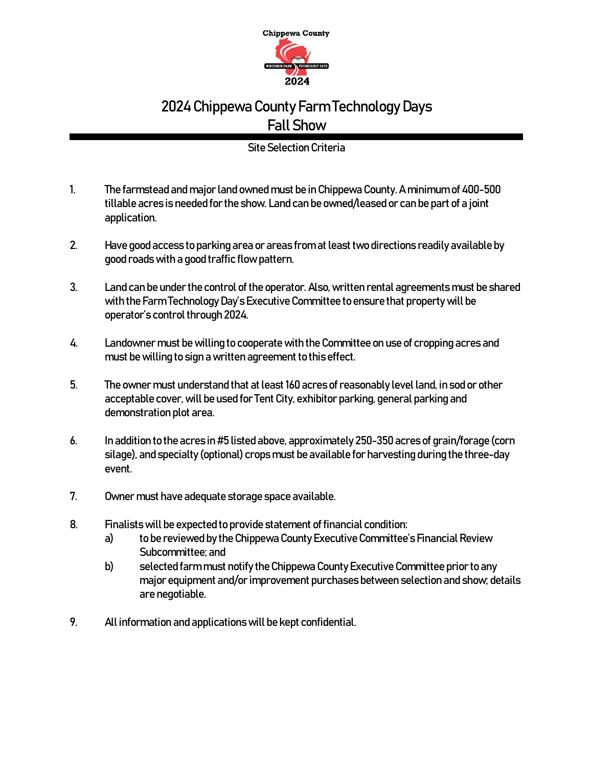# 2024 Chippewa County Farm Technology Days
## Fall Show

Site Selection Criteria

1. The farmstead and major land owned must be in Chippewa County. A minimum of 400-500 tillable acres is needed for the show. Land can be owned/leased or can be part of a joint application.

2. Have good access to parking area or areas from at least two directions readily available by good roads with a good traffic flow pattern.

3. Land can be under the control of the operator. Also, written rental agreements must be shared with the Farm Technology Day's Executive Committee to ensure that property will be operator's control through 2024.

4. Landowner must be willing to cooperate with the Committee on use of cropping acres and must be willing to sign a written agreement to this effect.

5. The owner must understand that at least 160 acres of reasonably level land, in sod or other acceptable cover, will be used for Tent City, exhibitor parking, general parking and demonstration plot area.

6. In addition to the acres in #5 listed above, approximately 250-350 acres of grain/forage (corn silage), and specialty (optional) crops must be available for harvesting during the three-day event.

7. Owner must have adequate storage space available.

8. Finalists will be expected to provide statement of financial condition:
   a) to be reviewed by the Chippewa County Executive Committee's Financial Review Subcommittee; and
   b) selected farm must notify the Chippewa County Executive Committee prior to any major equipment and/or improvement purchases between selection and show; details are negotiable.

9. All information and applications will be kept confidential.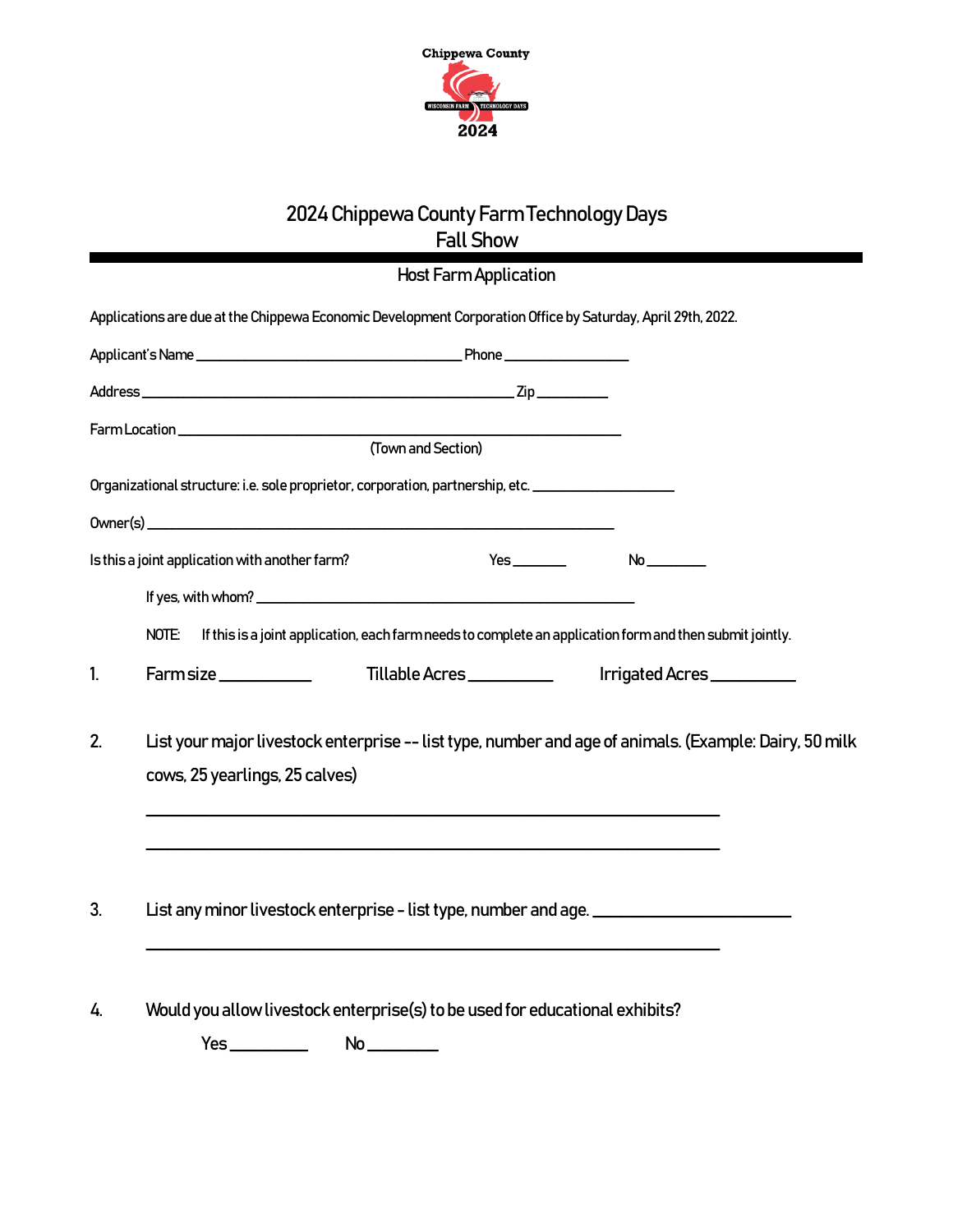Chippewa County
WISCONSIN FARM TECHNOLOGY DAYS
2024

# 2024 Chippewa County Farm Technology Days
## Fall Show

### Host Farm Application

Applications are due at the Chippewa Economic Development Corporation Office by Saturday, April 29th, 2022.

Applicant's Name ________________________________ Phone ________________

Address ______________________________________________ Zip __________

Farm Location ______________________________________________________
(Town and Section)

Organizational structure: i.e. sole proprietor, corporation, partnership, etc. ___________________

Owner(s) ________________________________________________________

Is this a joint application with another farm? Yes _______ No ________

If yes, with whom? ______________________________________________

NOTE: If this is a joint application, each farm needs to complete an application form and then submit jointly.

1. Farm size ___________ Tillable Acres __________ Irrigated Acres __________

2. List your major livestock enterprise -- list type, number and age of animals. (Example: Dairy, 50 milk cows, 25 yearlings, 25 calves)

   ______________________________________________________________________

   ______________________________________________________________________

3. List any minor livestock enterprise - list type, number and age. ________________________

   ______________________________________________________________________

4. Would you allow livestock enterprise(s) to be used for educational exhibits?

   Yes _________ No ________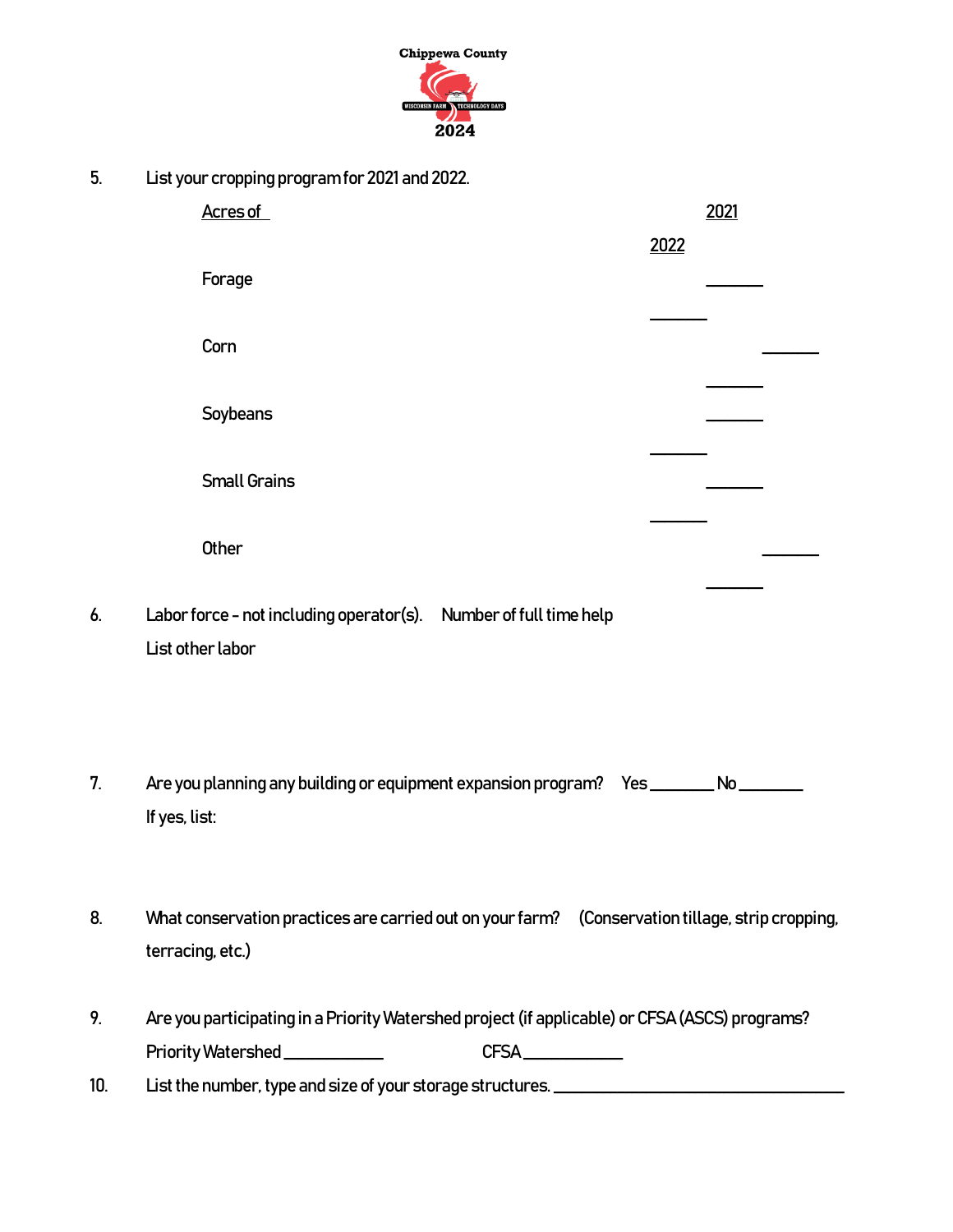5. List your cropping program for 2021 and 2022.

| Acres of | 2021 | 2022 |
| --- | --- | --- |
| Forage | _______ | _______ |
| Corn | _______ | _______ |
| Soybeans | _______ | _______ |
| Small Grains | _______ | _______ |
| Other | _______ | _______ |

6. Labor force - not including operator(s). Number of full time help

   List other labor

7. Are you planning any building or equipment expansion program? Yes _______ No _______

   If yes, list:

8. What conservation practices are carried out on your farm? (Conservation tillage, strip cropping, terracing, etc.)

9. Are you participating in a Priority Watershed project (if applicable) or CFSA (ASCS) programs?

   Priority Watershed ___________ CFSA ___________

10. List the number, type and size of your storage structures. ________________________________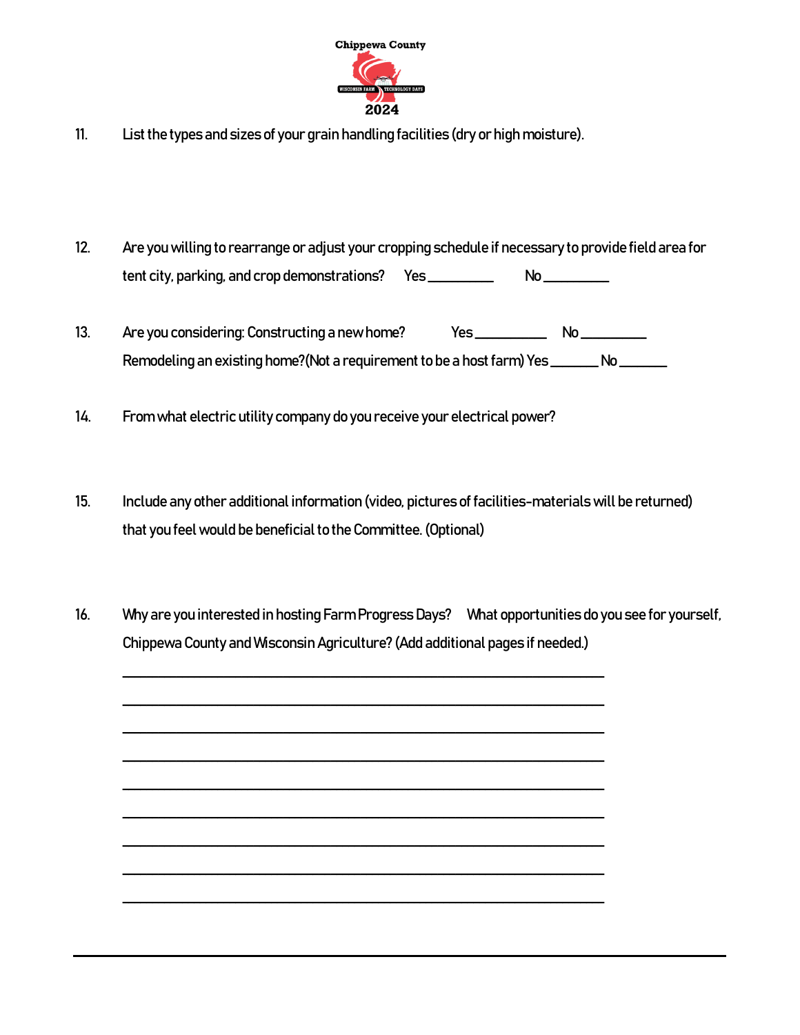11. List the types and sizes of your grain handling facilities (dry or high moisture).

12. Are you willing to rearrange or adjust your cropping schedule if necessary to provide field area for tent city, parking, and crop demonstrations? Yes _________ No _________

13. Are you considering: Constructing a new home? Yes __________ No _________

    Remodeling an existing home?(Not a requirement to be a host farm) Yes _______ No _______

14. From what electric utility company do you receive your electrical power?

15. Include any other additional information (video, pictures of facilities-materials will be returned) that you feel would be beneficial to the Committee. (Optional)

16. Why are you interested in hosting Farm Progress Days? What opportunities do you see for yourself, Chippewa County and Wisconsin Agriculture? (Add additional pages if needed.)

    ______________________________________________________________

    ______________________________________________________________

    ______________________________________________________________

    ______________________________________________________________

    ______________________________________________________________

    ______________________________________________________________

    ______________________________________________________________

    ______________________________________________________________

    ______________________________________________________________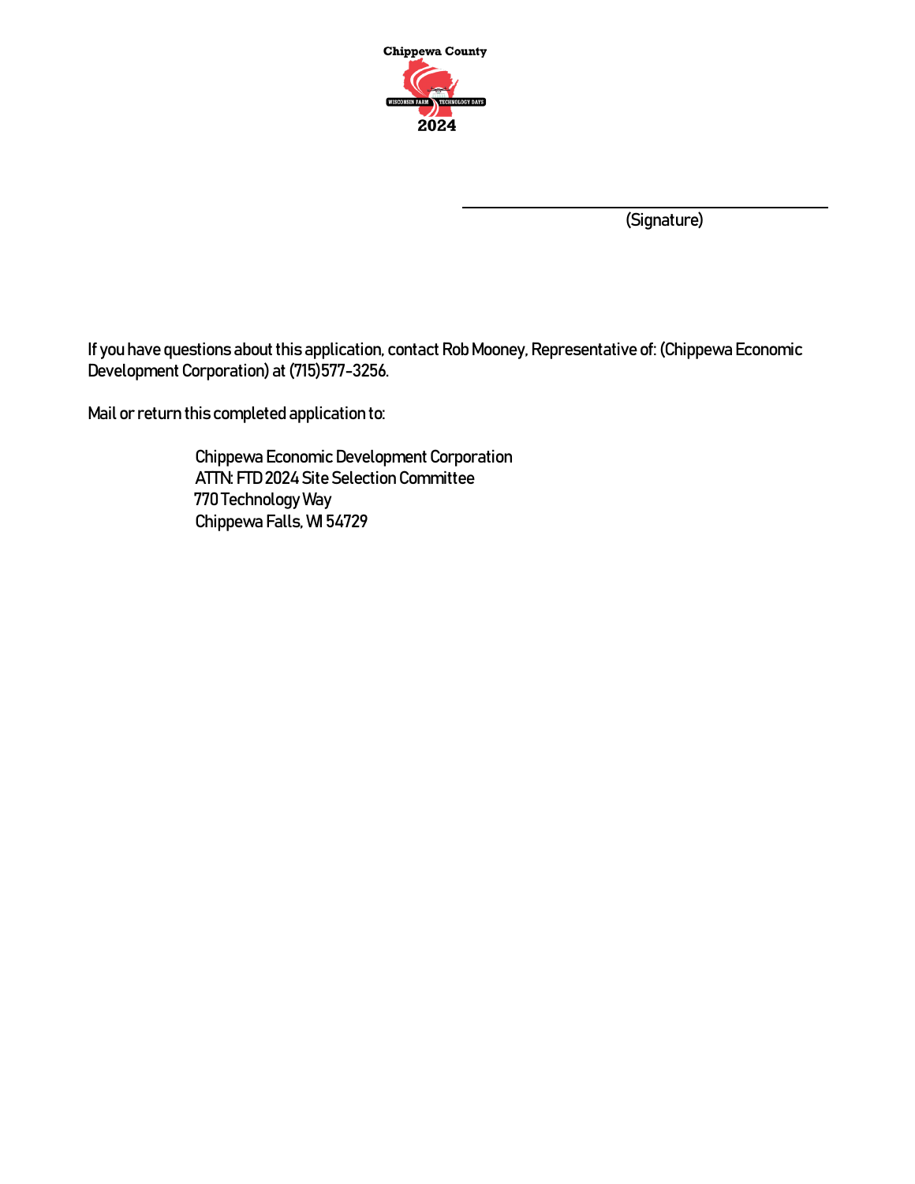Chippewa County

WISCONSIN FARM TECHNOLOGY DAYS

2024

______________________________

(Signature)

If you have questions about this application, contact Rob Mooney, Representative of: (Chippewa Economic Development Corporation) at (715)577-3256.

Mail or return this completed application to:

Chippewa Economic Development Corporation
ATTN: FTD 2024 Site Selection Committee
770 Technology Way
Chippewa Falls, WI 54729